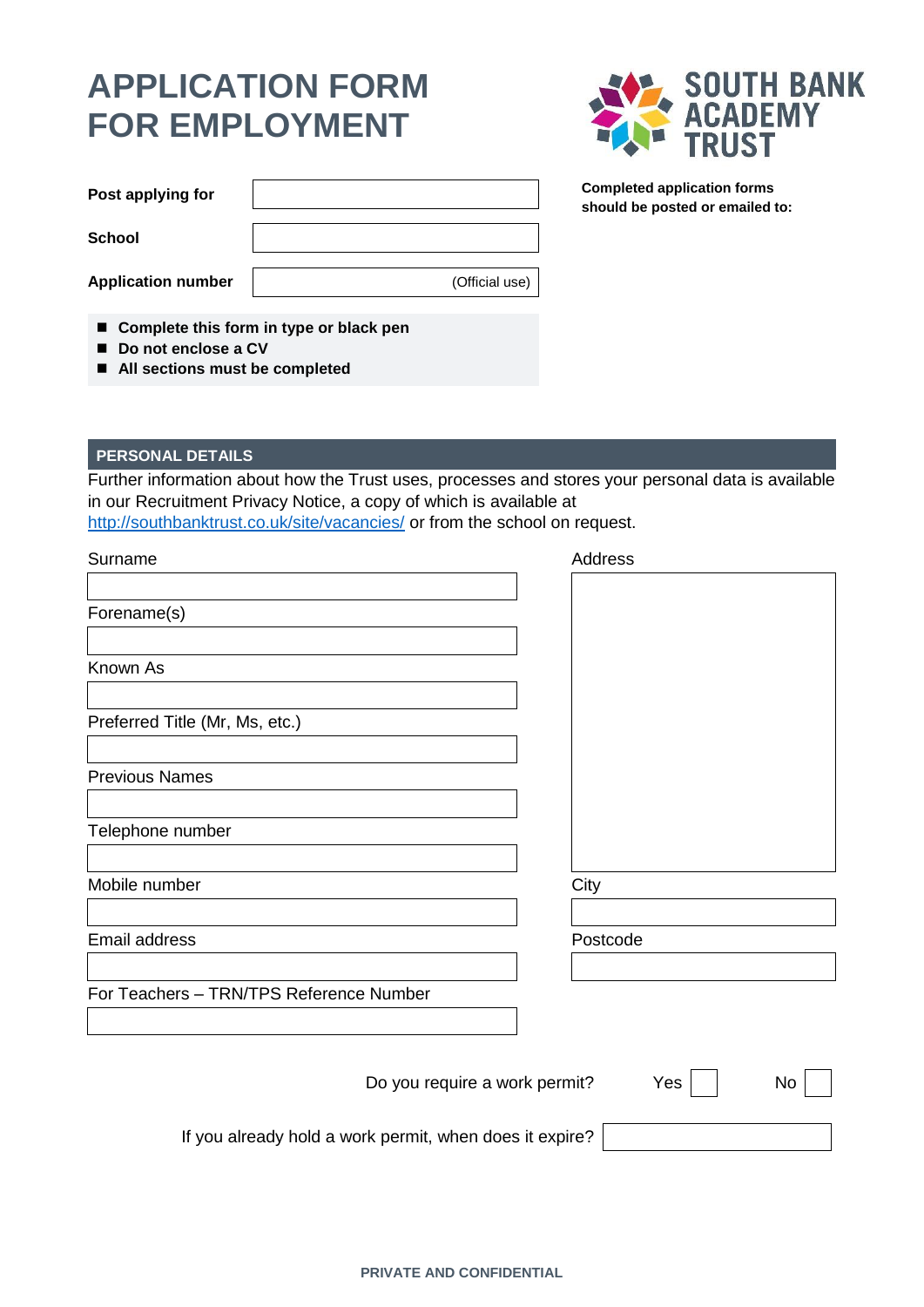# APPLICATION FORM FOR EMPLOYMENT

SOUTH BANK ACADEMY TRUST

| | |
|---|---|
| **Post applying for** | |
| **School** | |
| **Application number** | (Official use) |

**Completed application forms should be posted or emailed to:**

- **Complete this form in type or black pen**
- **Do not enclose a CV**
- **All sections must be completed**

## PERSONAL DETAILS

Further information about how the Trust uses, processes and stores your personal data is available in our Recruitment Privacy Notice, a copy of which is available at http://southbanktrust.co.uk/site/vacancies/ or from the school on request.

| | |
|---|---|
| Surname | |
| Forename(s) | |
| Known As | |
| Preferred Title (Mr, Ms, etc.) | |
| Previous Names | |
| Telephone number | |
| Mobile number | |
| Email address | |
| For Teachers – TRN/TPS Reference Number | |

| | |
|---|---|
| Address | |
| City | |
| Postcode | |

Do you require a work permit? Yes ☐ No ☐

If you already hold a work permit, when does it expire?

PRIVATE AND CONFIDENTIAL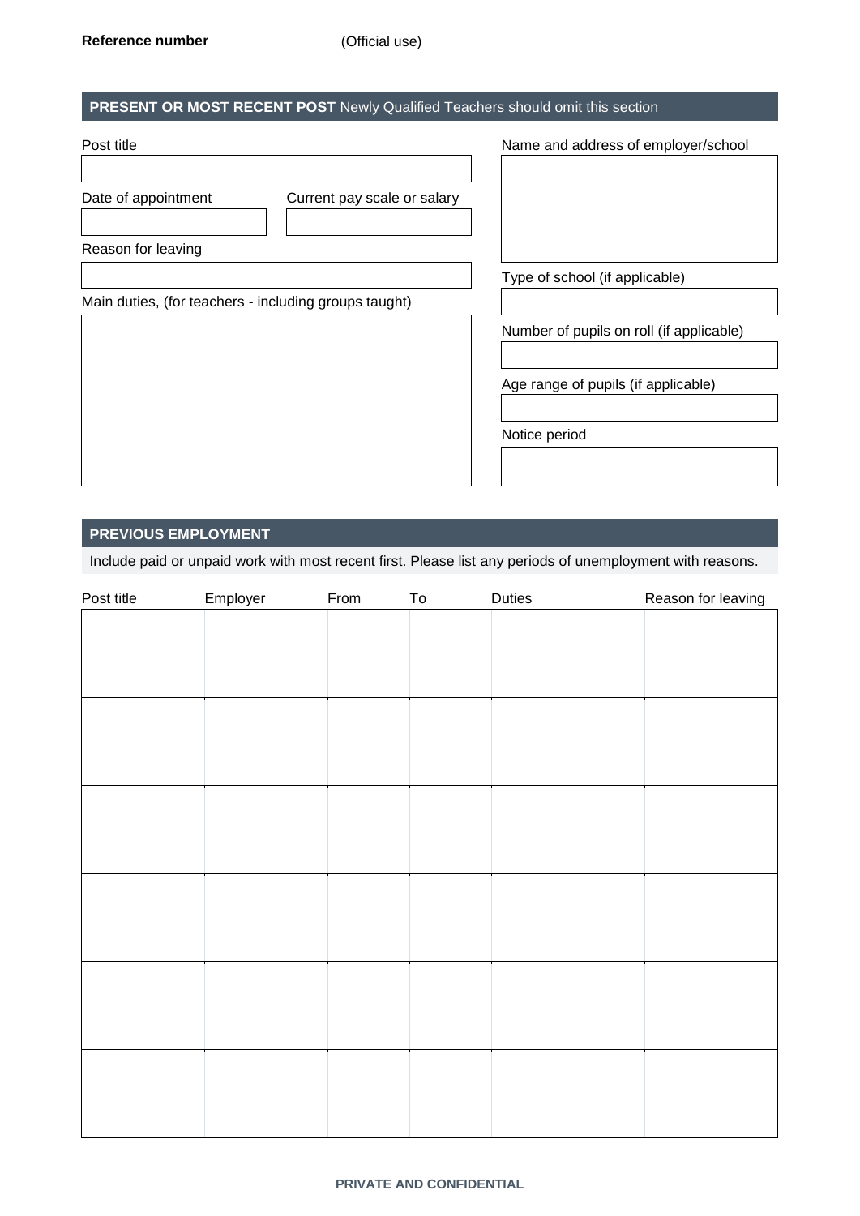**Reference number** | (Official use) |

## PRESENT OR MOST RECENT POST Newly Qualified Teachers should omit this section

Post title

Date of appointment

Current pay scale or salary

Reason for leaving

Main duties, (for teachers - including groups taught)

Name and address of employer/school

Type of school (if applicable)

Number of pupils on roll (if applicable)

Age range of pupils (if applicable)

Notice period

## PREVIOUS EMPLOYMENT

Include paid or unpaid work with most recent first. Please list any periods of unemployment with reasons.

| Post title | Employer | From | To | Duties | Reason for leaving |
|---|---|---|---|---|---|
| | | | | | |
| | | | | | |
| | | | | | |
| | | | | | |
| | | | | | |
| | | | | | |

PRIVATE AND CONFIDENTIAL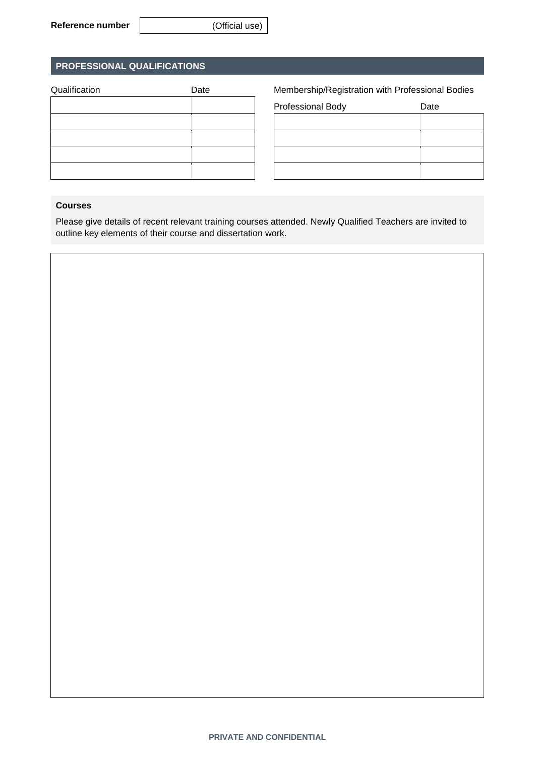**Reference number** (Official use)

## PROFESSIONAL QUALIFICATIONS

| Qualification | Date |
|---|---|
| | |
| | |
| | |
| | |
| | |

Membership/Registration with Professional Bodies

| Professional Body | Date |
|---|---|
| | |
| | |
| | |
| | |

### Courses

Please give details of recent relevant training courses attended. Newly Qualified Teachers are invited to outline key elements of their course and dissertation work.

**PRIVATE AND CONFIDENTIAL**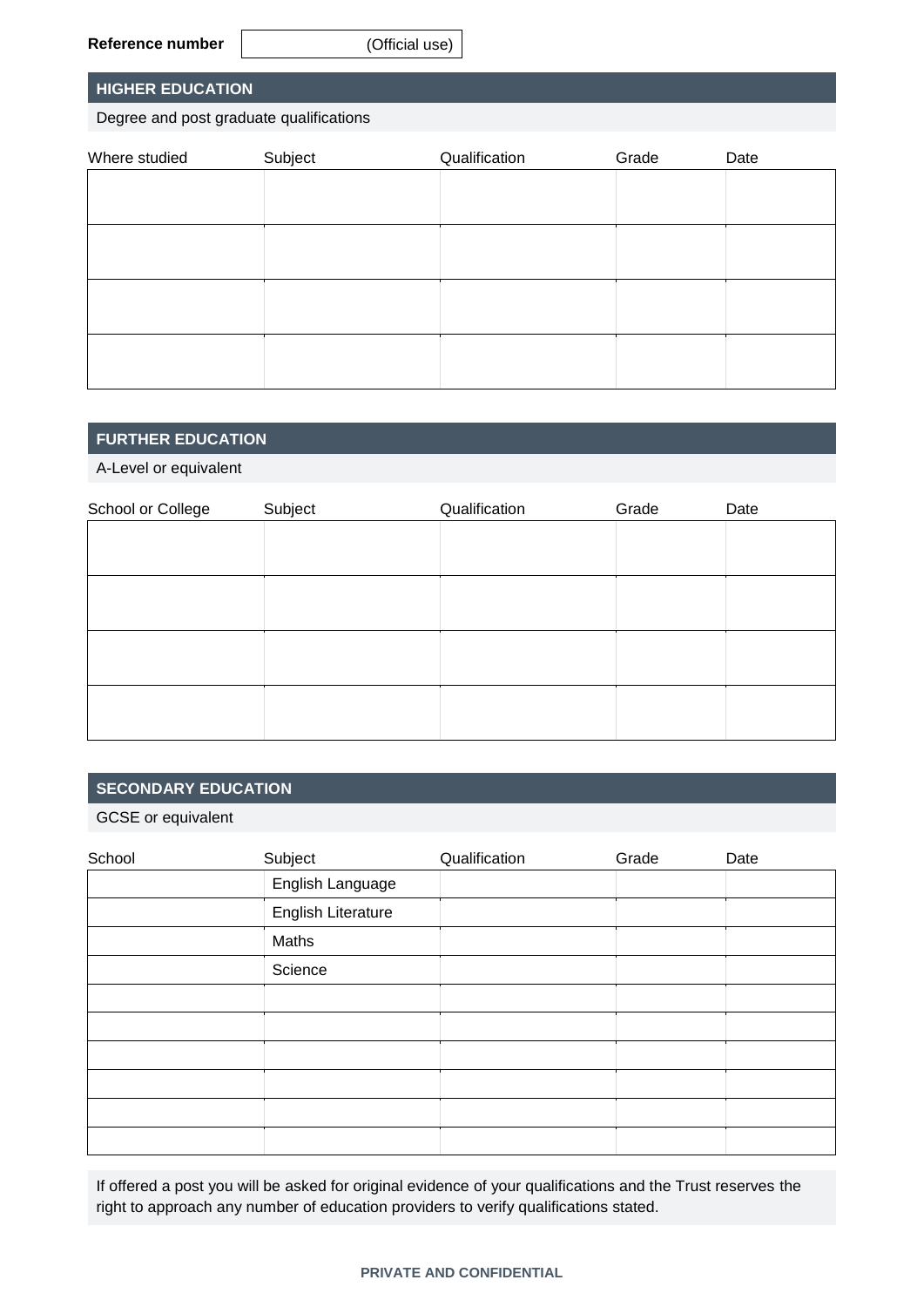**Reference number** (Official use)

## HIGHER EDUCATION

Degree and post graduate qualifications

| Where studied | Subject | Qualification | Grade | Date |
|---|---|---|---|---|
| | | | | |
| | | | | |
| | | | | |
| | | | | |

## FURTHER EDUCATION

A-Level or equivalent

| School or College | Subject | Qualification | Grade | Date |
|---|---|---|---|---|
| | | | | |
| | | | | |
| | | | | |
| | | | | |

## SECONDARY EDUCATION

GCSE or equivalent

| School | Subject | Qualification | Grade | Date |
|---|---|---|---|---|
| | English Language | | | |
| | English Literature | | | |
| | Maths | | | |
| | Science | | | |
| | | | | |
| | | | | |
| | | | | |
| | | | | |
| | | | | |
| | | | | |

If offered a post you will be asked for original evidence of your qualifications and the Trust reserves the right to approach any number of education providers to verify qualifications stated.

**PRIVATE AND CONFIDENTIAL**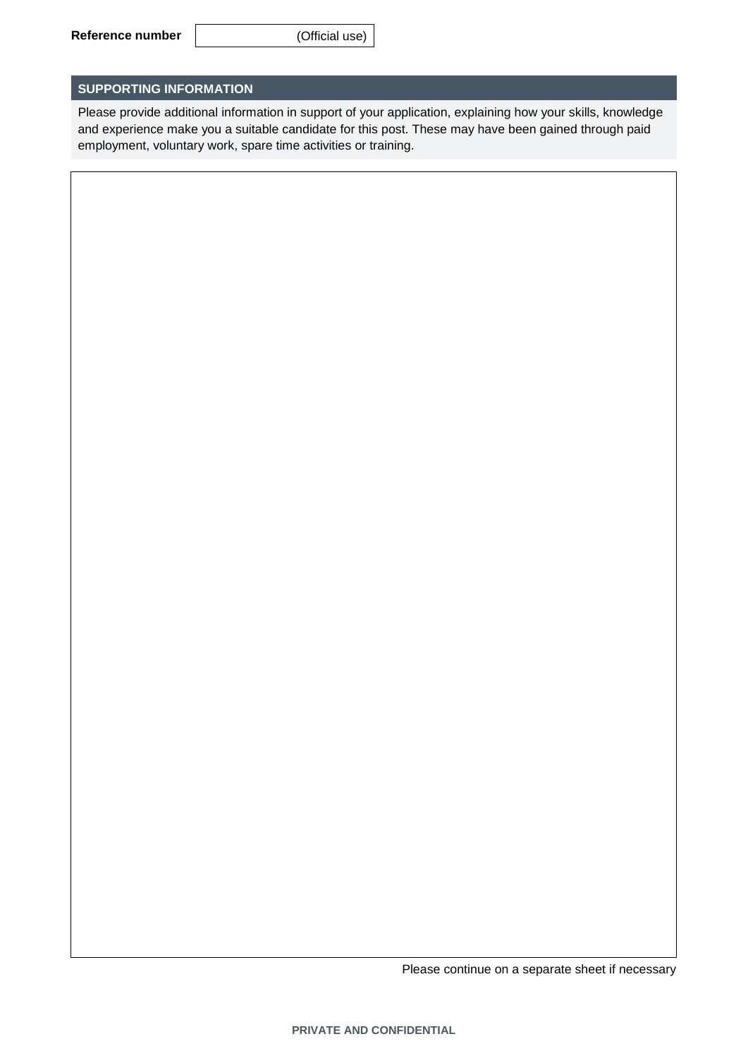**Reference number** | (Official use)

## SUPPORTING INFORMATION

Please provide additional information in support of your application, explaining how your skills, knowledge and experience make you a suitable candidate for this post. These may have been gained through paid employment, voluntary work, spare time activities or training.

Please continue on a separate sheet if necessary

**PRIVATE AND CONFIDENTIAL**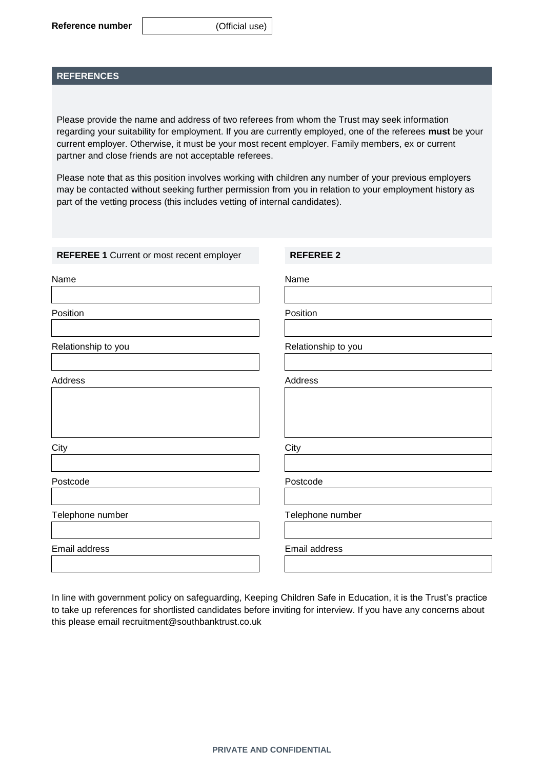**Reference number** | (Official use)

## REFERENCES

Please provide the name and address of two referees from whom the Trust may seek information regarding your suitability for employment. If you are currently employed, one of the referees **must** be your current employer. Otherwise, it must be your most recent employer. Family members, ex or current partner and close friends are not acceptable referees.

Please note that as this position involves working with children any number of your previous employers may be contacted without seeking further permission from you in relation to your employment history as part of the vetting process (this includes vetting of internal candidates).

| **REFEREE 1** Current or most recent employer | **REFEREE 2** |
|---|---|
| Name | Name |
| | |
| Position | Position |
| | |
| Relationship to you | Relationship to you |
| | |
| Address | Address |
| | |
| City | City |
| | |
| Postcode | Postcode |
| | |
| Telephone number | Telephone number |
| | |
| Email address | Email address |
| | |

In line with government policy on safeguarding, Keeping Children Safe in Education, it is the Trust's practice to take up references for shortlisted candidates before inviting for interview. If you have any concerns about this please email recruitment@southbanktrust.co.uk

**PRIVATE AND CONFIDENTIAL**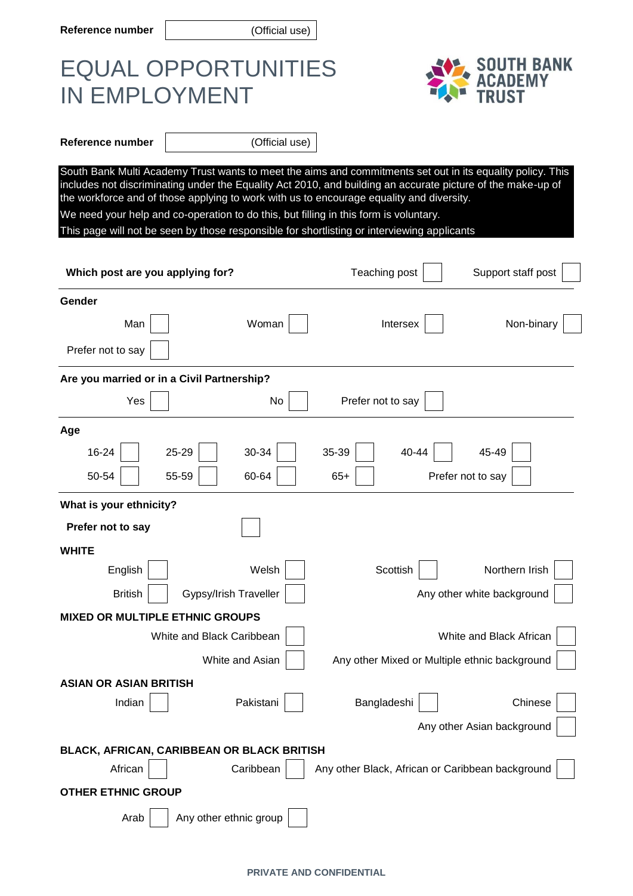**Reference number** (Official use)

# EQUAL OPPORTUNITIES IN EMPLOYMENT

SOUTH BANK ACADEMY TRUST

**Reference number** (Official use)

South Bank Multi Academy Trust wants to meet the aims and commitments set out in its equality policy. This includes not discriminating under the Equality Act 2010, and building an accurate picture of the make-up of the workforce and of those applying to work with us to encourage equality and diversity.

We need your help and co-operation to do this, but filling in this form is voluntary.

This page will not be seen by those responsible for shortlisting or interviewing applicants

**Which post are you applying for?** Teaching post ☐ Support staff post ☐

**Gender**

Man ☐ Woman ☐ Intersex ☐ Non-binary ☐

Prefer not to say ☐

**Are you married or in a Civil Partnership?**

Yes ☐ No ☐ Prefer not to say ☐

**Age**

16-24 ☐ 25-29 ☐ 30-34 ☐ 35-39 ☐ 40-44 ☐ 45-49 ☐

50-54 ☐ 55-59 ☐ 60-64 ☐ 65+ ☐ Prefer not to say ☐

**What is your ethnicity?**

**Prefer not to say** ☐

**WHITE**

English ☐ Welsh ☐ Scottish ☐ Northern Irish ☐

British ☐ Gypsy/Irish Traveller ☐ Any other white background ☐

**MIXED OR MULTIPLE ETHNIC GROUPS**

White and Black Caribbean ☐ White and Black African ☐

White and Asian ☐ Any other Mixed or Multiple ethnic background ☐

**ASIAN OR ASIAN BRITISH**

Indian ☐ Pakistani ☐ Bangladeshi ☐ Chinese ☐

Any other Asian background ☐

**BLACK, AFRICAN, CARIBBEAN OR BLACK BRITISH**

African ☐ Caribbean ☐ Any other Black, African or Caribbean background ☐

**OTHER ETHNIC GROUP**

Arab ☐ Any other ethnic group ☐

**PRIVATE AND CONFIDENTIAL**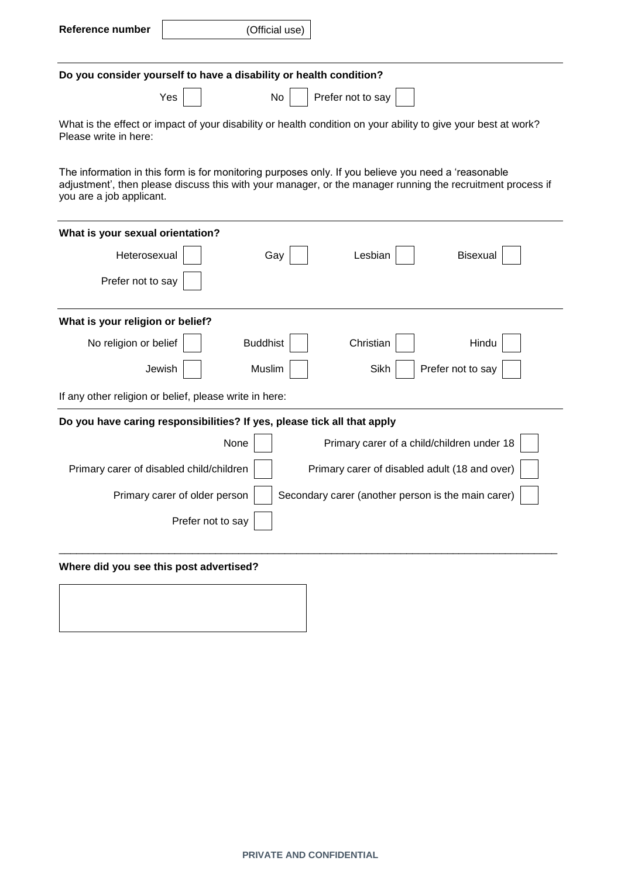**Reference number** (Official use)

---

**Do you consider yourself to have a disability or health condition?**

Yes ☐ No ☐ Prefer not to say ☐

What is the effect or impact of your disability or health condition on your ability to give your best at work? Please write in here:

The information in this form is for monitoring purposes only. If you believe you need a 'reasonable adjustment', then please discuss this with your manager, or the manager running the recruitment process if you are a job applicant.

---

**What is your sexual orientation?**

Heterosexual ☐ Gay ☐ Lesbian ☐ Bisexual ☐

Prefer not to say ☐

---

**What is your religion or belief?**

No religion or belief ☐ Buddhist ☐ Christian ☐ Hindu ☐

Jewish ☐ Muslim ☐ Sikh ☐ Prefer not to say ☐

If any other religion or belief, please write in here:

---

**Do you have caring responsibilities? If yes, please tick all that apply**

None ☐ Primary carer of a child/children under 18 ☐

Primary carer of disabled child/children ☐ Primary carer of disabled adult (18 and over) ☐

Primary carer of older person ☐ Secondary carer (another person is the main carer) ☐

Prefer not to say ☐

---

**Where did you see this post advertised?**

PRIVATE AND CONFIDENTIAL